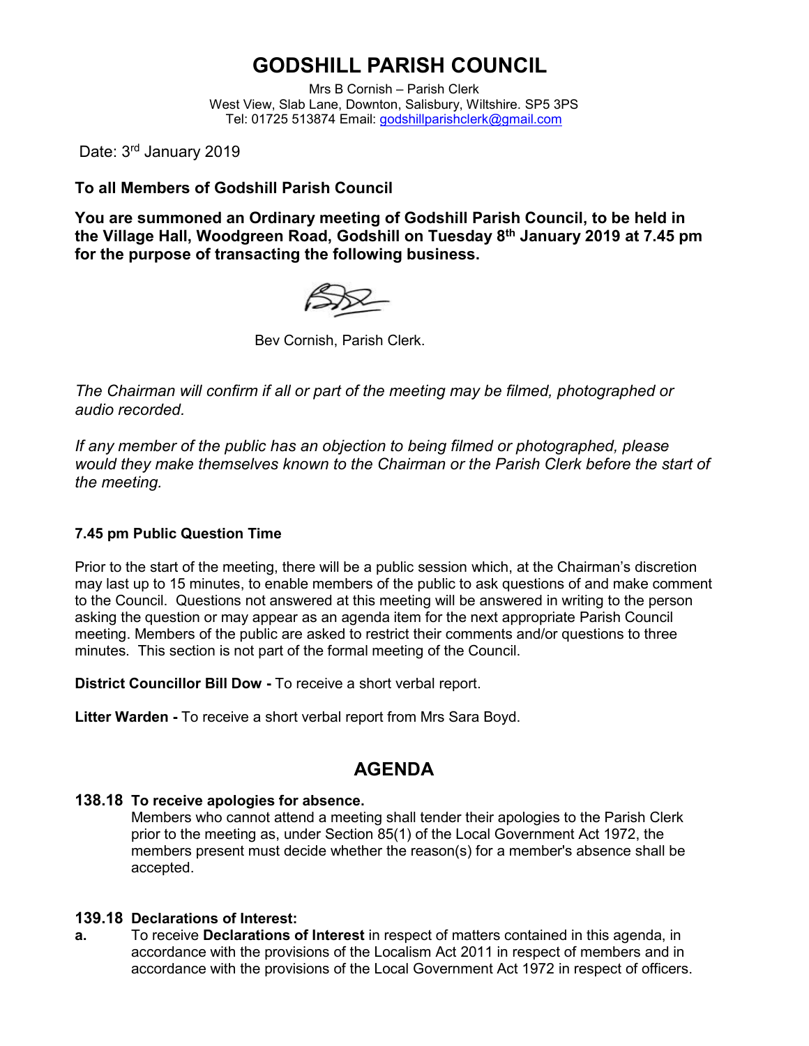# GODSHILL PARISH COUNCIL

Mrs B Cornish – Parish Clerk
West View, Slab Lane, Downton, Salisbury, Wiltshire. SP5 3PS
Tel: 01725 513874 Email: godshillparishclerk@gmail.com

Date: 3rd January 2019

**To all Members of Godshill Parish Council**

**You are summoned an Ordinary meeting of Godshill Parish Council, to be held in the Village Hall, Woodgreen Road, Godshill on Tuesday 8th January 2019 at 7.45 pm for the purpose of transacting the following business.**

Bev Cornish, Parish Clerk.

*The Chairman will confirm if all or part of the meeting may be filmed, photographed or audio recorded.*

*If any member of the public has an objection to being filmed or photographed, please would they make themselves known to the Chairman or the Parish Clerk before the start of the meeting.*

**7.45 pm Public Question Time**

Prior to the start of the meeting, there will be a public session which, at the Chairman's discretion may last up to 15 minutes, to enable members of the public to ask questions of and make comment to the Council. Questions not answered at this meeting will be answered in writing to the person asking the question or may appear as an agenda item for the next appropriate Parish Council meeting. Members of the public are asked to restrict their comments and/or questions to three minutes. This section is not part of the formal meeting of the Council.

**District Councillor Bill Dow -** To receive a short verbal report.

**Litter Warden -** To receive a short verbal report from Mrs Sara Boyd.

## AGENDA

**138.18 To receive apologies for absence.**

Members who cannot attend a meeting shall tender their apologies to the Parish Clerk prior to the meeting as, under Section 85(1) of the Local Government Act 1972, the members present must decide whether the reason(s) for a member's absence shall be accepted.

**139.18 Declarations of Interest:**

**a.** To receive **Declarations of Interest** in respect of matters contained in this agenda, in accordance with the provisions of the Localism Act 2011 in respect of members and in accordance with the provisions of the Local Government Act 1972 in respect of officers.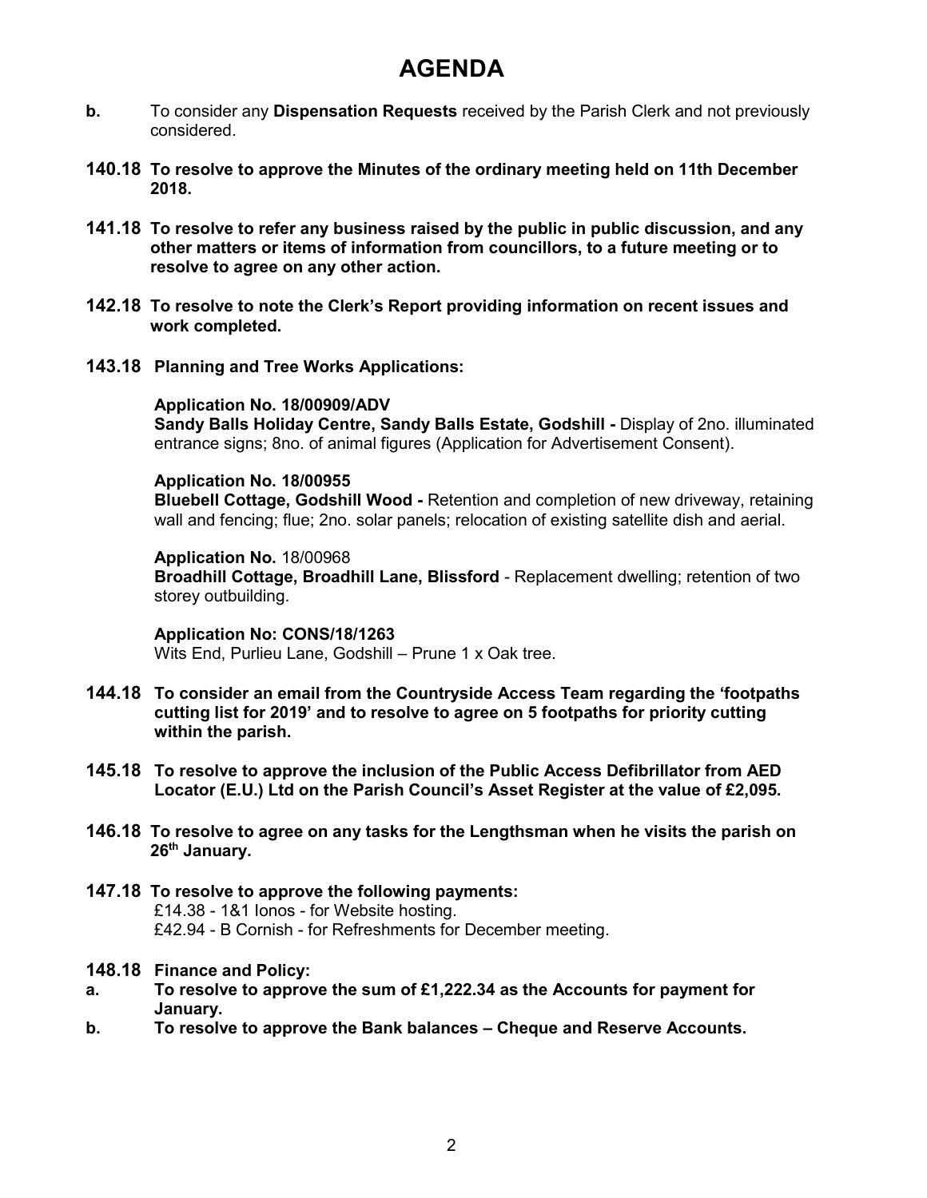# AGENDA

**b.** To consider any **Dispensation Requests** received by the Parish Clerk and not previously considered.

**140.18 To resolve to approve the Minutes of the ordinary meeting held on 11th December 2018.**

**141.18 To resolve to refer any business raised by the public in public discussion, and any other matters or items of information from councillors, to a future meeting or to resolve to agree on any other action.**

**142.18 To resolve to note the Clerk's Report providing information on recent issues and work completed.**

**143.18 Planning and Tree Works Applications:**

**Application No. 18/00909/ADV**
**Sandy Balls Holiday Centre, Sandy Balls Estate, Godshill -** Display of 2no. illuminated entrance signs; 8no. of animal figures (Application for Advertisement Consent).

**Application No. 18/00955**
**Bluebell Cottage, Godshill Wood -** Retention and completion of new driveway, retaining wall and fencing; flue; 2no. solar panels; relocation of existing satellite dish and aerial.

**Application No.** 18/00968
**Broadhill Cottage, Broadhill Lane, Blissford** - Replacement dwelling; retention of two storey outbuilding.

**Application No: CONS/18/1263**
Wits End, Purlieu Lane, Godshill – Prune 1 x Oak tree.

**144.18 To consider an email from the Countryside Access Team regarding the 'footpaths cutting list for 2019' and to resolve to agree on 5 footpaths for priority cutting within the parish.**

**145.18 To resolve to approve the inclusion of the Public Access Defibrillator from AED Locator (E.U.) Ltd on the Parish Council's Asset Register at the value of £2,095.**

**146.18 To resolve to agree on any tasks for the Lengthsman when he visits the parish on 26th January.**

**147.18 To resolve to approve the following payments:**
£14.38 - 1&1 Ionos - for Website hosting.
£42.94 - B Cornish - for Refreshments for December meeting.

**148.18 Finance and Policy:**

**a. To resolve to approve the sum of £1,222.34 as the Accounts for payment for January.**

**b. To resolve to approve the Bank balances – Cheque and Reserve Accounts.**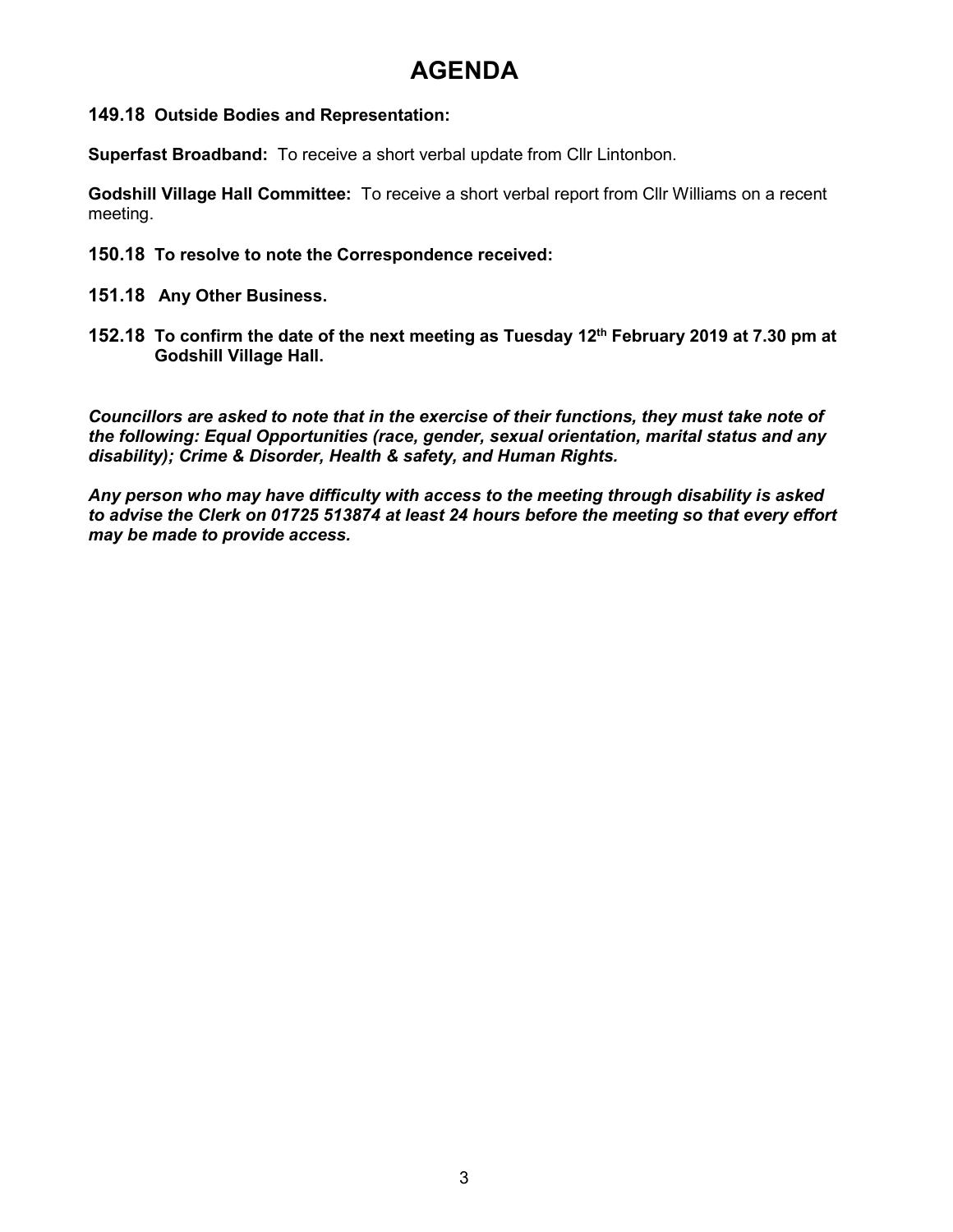# AGENDA

**149.18 Outside Bodies and Representation:**

**Superfast Broadband:** To receive a short verbal update from Cllr Lintonbon.

**Godshill Village Hall Committee:** To receive a short verbal report from Cllr Williams on a recent meeting.

**150.18 To resolve to note the Correspondence received:**

**151.18 Any Other Business.**

**152.18 To confirm the date of the next meeting as Tuesday 12th February 2019 at 7.30 pm at Godshill Village Hall.**

***Councillors are asked to note that in the exercise of their functions, they must take note of the following: Equal Opportunities (race, gender, sexual orientation, marital status and any disability); Crime & Disorder, Health & safety, and Human Rights.***

***Any person who may have difficulty with access to the meeting through disability is asked to advise the Clerk on 01725 513874 at least 24 hours before the meeting so that every effort may be made to provide access.***